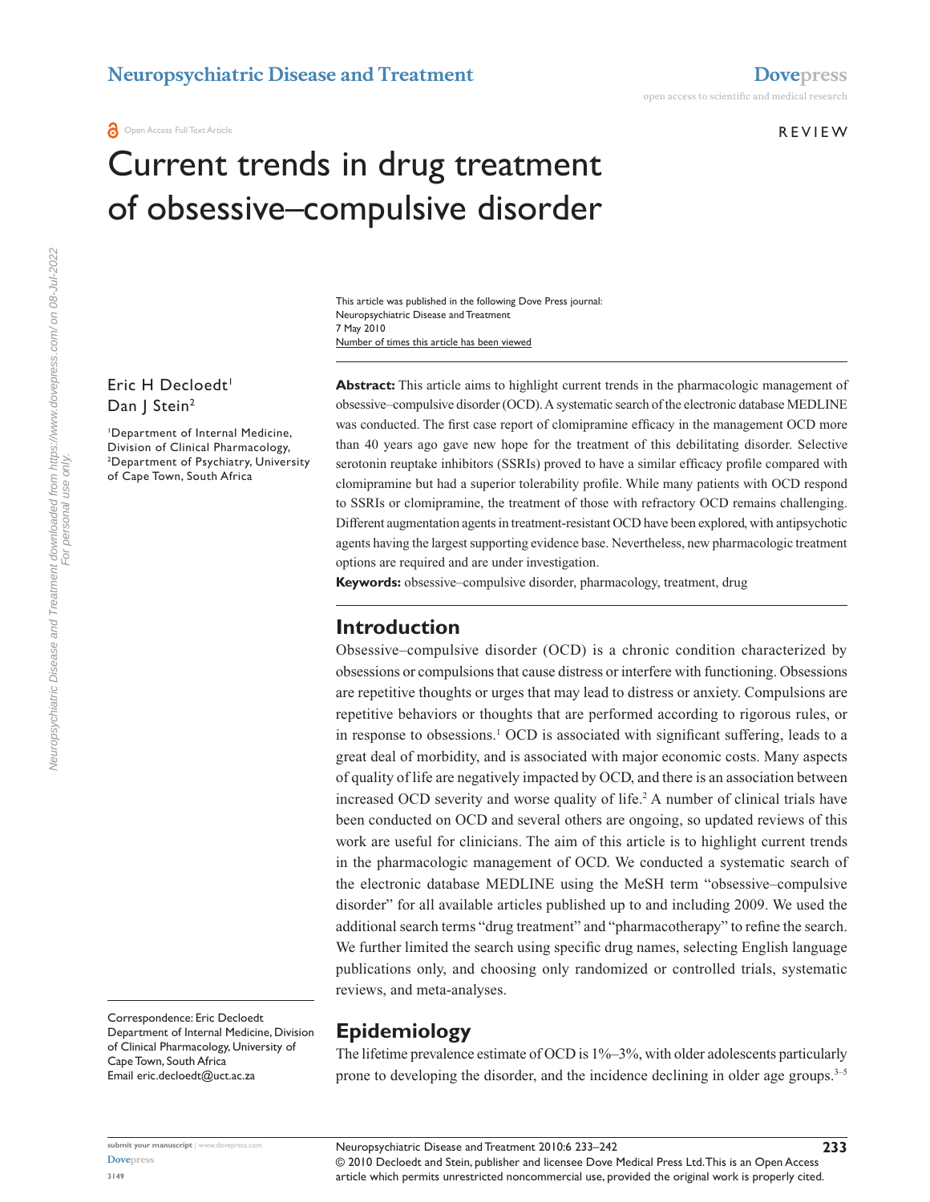# Current trends in drug treatment of obsessive–compulsive disorder

REVIEW

Open Access Full Text Article

This article was published in the following Dove Press journal:
Neuropsychiatric Disease and Treatment
7 May 2010
Number of times this article has been viewed

Eric H Decloedt[1]
Dan J Stein[2]

[1]Department of Internal Medicine, Division of Clinical Pharmacology, [2]Department of Psychiatry, University of Cape Town, South Africa

Correspondence: Eric Decloedt
Department of Internal Medicine, Division of Clinical Pharmacology, University of Cape Town, South Africa
Email eric.decloedt@uct.ac.za

**Abstract:** This article aims to highlight current trends in the pharmacologic management of obsessive–compulsive disorder (OCD). A systematic search of the electronic database MEDLINE was conducted. The first case report of clomipramine efficacy in the management OCD more than 40 years ago gave new hope for the treatment of this debilitating disorder. Selective serotonin reuptake inhibitors (SSRIs) proved to have a similar efficacy profile compared with clomipramine but had a superior tolerability profile. While many patients with OCD respond to SSRIs or clomipramine, the treatment of those with refractory OCD remains challenging. Different augmentation agents in treatment-resistant OCD have been explored, with antipsychotic agents having the largest supporting evidence base. Nevertheless, new pharmacologic treatment options are required and are under investigation.

**Keywords:** obsessive–compulsive disorder, pharmacology, treatment, drug

## Introduction

Obsessive–compulsive disorder (OCD) is a chronic condition characterized by obsessions or compulsions that cause distress or interfere with functioning. Obsessions are repetitive thoughts or urges that may lead to distress or anxiety. Compulsions are repetitive behaviors or thoughts that are performed according to rigorous rules, or in response to obsessions.[1] OCD is associated with significant suffering, leads to a great deal of morbidity, and is associated with major economic costs. Many aspects of quality of life are negatively impacted by OCD, and there is an association between increased OCD severity and worse quality of life.[2] A number of clinical trials have been conducted on OCD and several others are ongoing, so updated reviews of this work are useful for clinicians. The aim of this article is to highlight current trends in the pharmacologic management of OCD. We conducted a systematic search of the electronic database MEDLINE using the MeSH term "obsessive–compulsive disorder" for all available articles published up to and including 2009. We used the additional search terms "drug treatment" and "pharmacotherapy" to refine the search. We further limited the search using specific drug names, selecting English language publications only, and choosing only randomized or controlled trials, systematic reviews, and meta-analyses.

## Epidemiology

The lifetime prevalence estimate of OCD is 1%–3%, with older adolescents particularly prone to developing the disorder, and the incidence declining in older age groups.[3–5]

© 2010 Decloedt and Stein, publisher and licensee Dove Medical Press Ltd. This is an Open Access article which permits unrestricted noncommercial use, provided the original work is properly cited.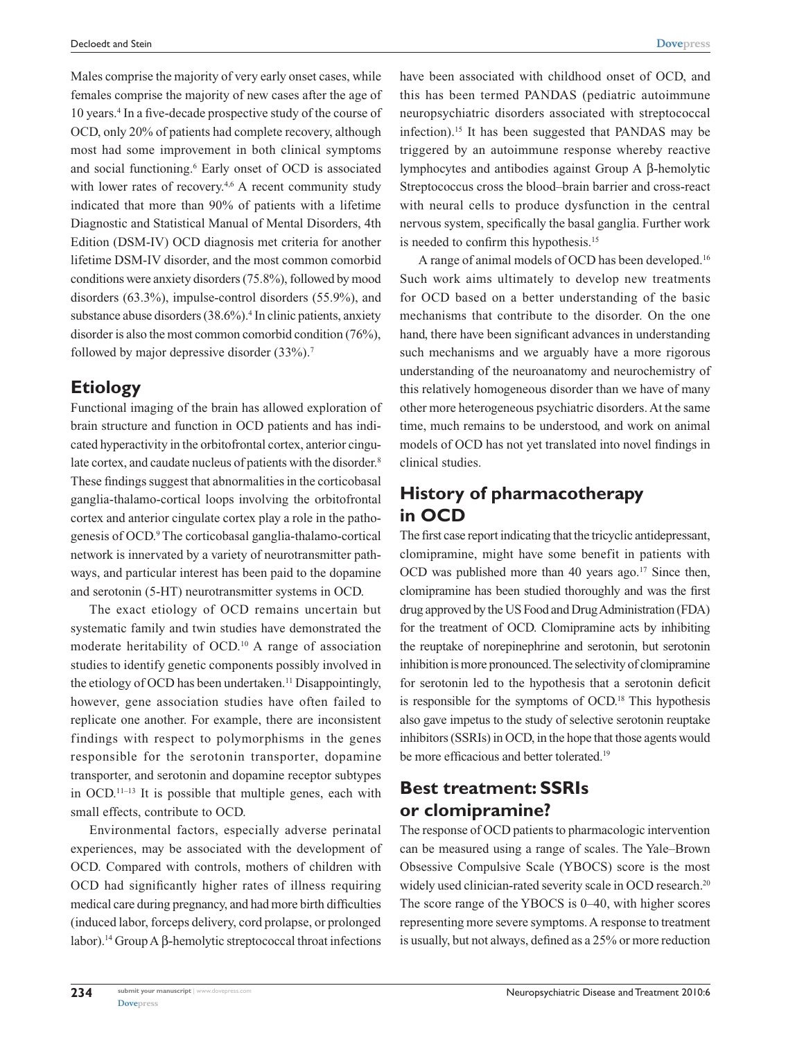Males comprise the majority of very early onset cases, while females comprise the majority of new cases after the age of 10 years.[4] In a five-decade prospective study of the course of OCD, only 20% of patients had complete recovery, although most had some improvement in both clinical symptoms and social functioning.[6] Early onset of OCD is associated with lower rates of recovery.[4,6] A recent community study indicated that more than 90% of patients with a lifetime Diagnostic and Statistical Manual of Mental Disorders, 4th Edition (DSM-IV) OCD diagnosis met criteria for another lifetime DSM-IV disorder, and the most common comorbid conditions were anxiety disorders (75.8%), followed by mood disorders (63.3%), impulse-control disorders (55.9%), and substance abuse disorders (38.6%).[4] In clinic patients, anxiety disorder is also the most common comorbid condition (76%), followed by major depressive disorder (33%).[7]

## Etiology

Functional imaging of the brain has allowed exploration of brain structure and function in OCD patients and has indicated hyperactivity in the orbitofrontal cortex, anterior cingulate cortex, and caudate nucleus of patients with the disorder.[8] These findings suggest that abnormalities in the corticobasal ganglia-thalamo-cortical loops involving the orbitofrontal cortex and anterior cingulate cortex play a role in the pathogenesis of OCD.[9] The corticobasal ganglia-thalamo-cortical network is innervated by a variety of neurotransmitter pathways, and particular interest has been paid to the dopamine and serotonin (5-HT) neurotransmitter systems in OCD.

The exact etiology of OCD remains uncertain but systematic family and twin studies have demonstrated the moderate heritability of OCD.[10] A range of association studies to identify genetic components possibly involved in the etiology of OCD has been undertaken.[11] Disappointingly, however, gene association studies have often failed to replicate one another. For example, there are inconsistent findings with respect to polymorphisms in the genes responsible for the serotonin transporter, dopamine transporter, and serotonin and dopamine receptor subtypes in OCD.[11–13] It is possible that multiple genes, each with small effects, contribute to OCD.

Environmental factors, especially adverse perinatal experiences, may be associated with the development of OCD. Compared with controls, mothers of children with OCD had significantly higher rates of illness requiring medical care during pregnancy, and had more birth difficulties (induced labor, forceps delivery, cord prolapse, or prolonged labor).[14] Group A β-hemolytic streptococcal throat infections have been associated with childhood onset of OCD, and this has been termed PANDAS (pediatric autoimmune neuropsychiatric disorders associated with streptococcal infection).[15] It has been suggested that PANDAS may be triggered by an autoimmune response whereby reactive lymphocytes and antibodies against Group A β-hemolytic Streptococcus cross the blood–brain barrier and cross-react with neural cells to produce dysfunction in the central nervous system, specifically the basal ganglia. Further work is needed to confirm this hypothesis.[15]

A range of animal models of OCD has been developed.[16] Such work aims ultimately to develop new treatments for OCD based on a better understanding of the basic mechanisms that contribute to the disorder. On the one hand, there have been significant advances in understanding such mechanisms and we arguably have a more rigorous understanding of the neuroanatomy and neurochemistry of this relatively homogeneous disorder than we have of many other more heterogeneous psychiatric disorders. At the same time, much remains to be understood, and work on animal models of OCD has not yet translated into novel findings in clinical studies.

## History of pharmacotherapy in OCD

The first case report indicating that the tricyclic antidepressant, clomipramine, might have some benefit in patients with OCD was published more than 40 years ago.[17] Since then, clomipramine has been studied thoroughly and was the first drug approved by the US Food and Drug Administration (FDA) for the treatment of OCD. Clomipramine acts by inhibiting the reuptake of norepinephrine and serotonin, but serotonin inhibition is more pronounced. The selectivity of clomipramine for serotonin led to the hypothesis that a serotonin deficit is responsible for the symptoms of OCD.[18] This hypothesis also gave impetus to the study of selective serotonin reuptake inhibitors (SSRIs) in OCD, in the hope that those agents would be more efficacious and better tolerated.[19]

## Best treatment: SSRIs or clomipramine?

The response of OCD patients to pharmacologic intervention can be measured using a range of scales. The Yale–Brown Obsessive Compulsive Scale (YBOCS) score is the most widely used clinician-rated severity scale in OCD research.[20] The score range of the YBOCS is 0–40, with higher scores representing more severe symptoms. A response to treatment is usually, but not always, defined as a 25% or more reduction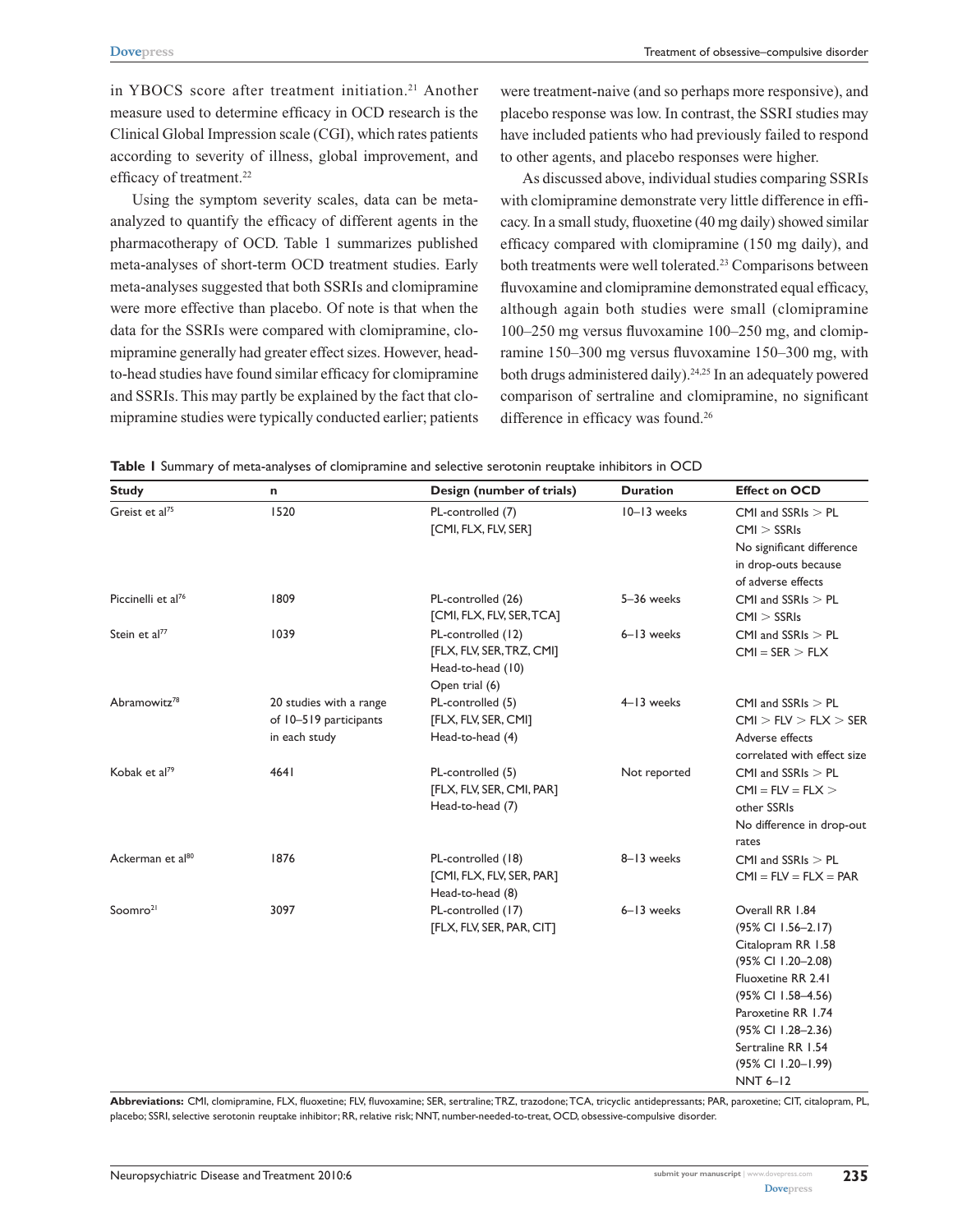in YBOCS score after treatment initiation.[21] Another measure used to determine efficacy in OCD research is the Clinical Global Impression scale (CGI), which rates patients according to severity of illness, global improvement, and efficacy of treatment.[22]

Using the symptom severity scales, data can be meta-analyzed to quantify the efficacy of different agents in the pharmacotherapy of OCD. Table 1 summarizes published meta-analyses of short-term OCD treatment studies. Early meta-analyses suggested that both SSRIs and clomipramine were more effective than placebo. Of note is that when the data for the SSRIs were compared with clomipramine, clomipramine generally had greater effect sizes. However, head-to-head studies have found similar efficacy for clomipramine and SSRIs. This may partly be explained by the fact that clomipramine studies were typically conducted earlier; patients were treatment-naive (and so perhaps more responsive), and placebo response was low. In contrast, the SSRI studies may have included patients who had previously failed to respond to other agents, and placebo responses were higher.

As discussed above, individual studies comparing SSRIs with clomipramine demonstrate very little difference in efficacy. In a small study, fluoxetine (40 mg daily) showed similar efficacy compared with clomipramine (150 mg daily), and both treatments were well tolerated.[23] Comparisons between fluvoxamine and clomipramine demonstrated equal efficacy, although again both studies were small (clomipramine 100–250 mg versus fluvoxamine 100–250 mg, and clomipramine 150–300 mg versus fluvoxamine 150–300 mg, with both drugs administered daily).[24,25] In an adequately powered comparison of sertraline and clomipramine, no significant difference in efficacy was found.[26]

**Table 1** Summary of meta-analyses of clomipramine and selective serotonin reuptake inhibitors in OCD

| Study | n | Design (number of trials) | Duration | Effect on OCD |
|---|---|---|---|---|
| Greist et al[75] | 1520 | PL-controlled (7) [CMI, FLX, FLV, SER] | 10–13 weeks | CMI and SSRIs > PL<br>CMI > SSRIs<br>No significant difference in drop-outs because of adverse effects |
| Piccinelli et al[76] | 1809 | PL-controlled (26) [CMI, FLX, FLV, SER, TCA] | 5–36 weeks | CMI and SSRIs > PL<br>CMI > SSRIs |
| Stein et al[77] | 1039 | PL-controlled (12) [FLX, FLV, SER, TRZ, CMI]<br>Head-to-head (10)<br>Open trial (6) | 6–13 weeks | CMI and SSRIs > PL<br>CMI = SER > FLX |
| Abramowitz[78] | 20 studies with a range of 10–519 participants in each study | PL-controlled (5) [FLX, FLV, SER, CMI]<br>Head-to-head (4) | 4–13 weeks | CMI and SSRIs > PL<br>CMI > FLV > FLX > SER<br>Adverse effects correlated with effect size |
| Kobak et al[79] | 4641 | PL-controlled (5) [FLX, FLV, SER, CMI, PAR]<br>Head-to-head (7) | Not reported | CMI and SSRIs > PL<br>CMI = FLV = FLX > other SSRIs<br>No difference in drop-out rates |
| Ackerman et al[80] | 1876 | PL-controlled (18) [CMI, FLX, FLV, SER, PAR]<br>Head-to-head (8) | 8–13 weeks | CMI and SSRIs > PL<br>CMI = FLV = FLX = PAR |
| Soomro[21] | 3097 | PL-controlled (17) [FLX, FLV, SER, PAR, CIT] | 6–13 weeks | Overall RR 1.84 (95% CI 1.56–2.17)<br>Citalopram RR 1.58 (95% CI 1.20–2.08)<br>Fluoxetine RR 2.41 (95% CI 1.58–4.56)<br>Paroxetine RR 1.74 (95% CI 1.28–2.36)<br>Sertraline RR 1.54 (95% CI 1.20–1.99)<br>NNT 6–12 |

**Abbreviations:** CMI, clomipramine, FLX, fluoxetine; FLV, fluvoxamine; SER, sertraline; TRZ, trazodone; TCA, tricyclic antidepressants; PAR, paroxetine; CIT, citalopram, PL, placebo; SSRI, selective serotonin reuptake inhibitor; RR, relative risk; NNT, number-needed-to-treat, OCD, obsessive-compulsive disorder.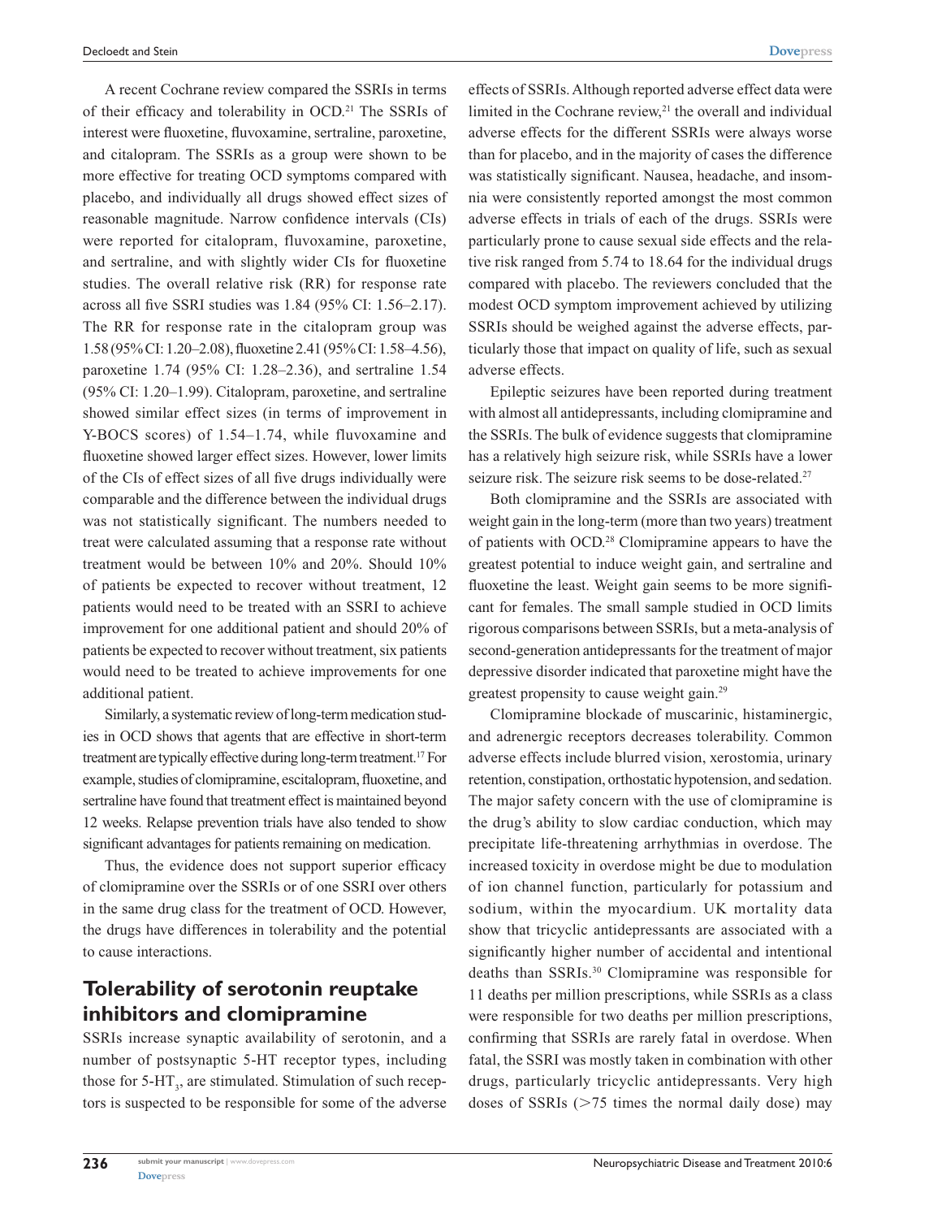A recent Cochrane review compared the SSRIs in terms of their efficacy and tolerability in OCD.[21] The SSRIs of interest were fluoxetine, fluvoxamine, sertraline, paroxetine, and citalopram. The SSRIs as a group were shown to be more effective for treating OCD symptoms compared with placebo, and individually all drugs showed effect sizes of reasonable magnitude. Narrow confidence intervals (CIs) were reported for citalopram, fluvoxamine, paroxetine, and sertraline, and with slightly wider CIs for fluoxetine studies. The overall relative risk (RR) for response rate across all five SSRI studies was 1.84 (95% CI: 1.56–2.17). The RR for response rate in the citalopram group was 1.58 (95% CI: 1.20–2.08), fluoxetine 2.41 (95% CI: 1.58–4.56), paroxetine 1.74 (95% CI: 1.28–2.36), and sertraline 1.54 (95% CI: 1.20–1.99). Citalopram, paroxetine, and sertraline showed similar effect sizes (in terms of improvement in Y-BOCS scores) of 1.54–1.74, while fluvoxamine and fluoxetine showed larger effect sizes. However, lower limits of the CIs of effect sizes of all five drugs individually were comparable and the difference between the individual drugs was not statistically significant. The numbers needed to treat were calculated assuming that a response rate without treatment would be between 10% and 20%. Should 10% of patients be expected to recover without treatment, 12 patients would need to be treated with an SSRI to achieve improvement for one additional patient and should 20% of patients be expected to recover without treatment, six patients would need to be treated to achieve improvements for one additional patient.

Similarly, a systematic review of long-term medication studies in OCD shows that agents that are effective in short-term treatment are typically effective during long-term treatment.[17] For example, studies of clomipramine, escitalopram, fluoxetine, and sertraline have found that treatment effect is maintained beyond 12 weeks. Relapse prevention trials have also tended to show significant advantages for patients remaining on medication.

Thus, the evidence does not support superior efficacy of clomipramine over the SSRIs or of one SSRI over others in the same drug class for the treatment of OCD. However, the drugs have differences in tolerability and the potential to cause interactions.

## Tolerability of serotonin reuptake inhibitors and clomipramine

SSRIs increase synaptic availability of serotonin, and a number of postsynaptic 5-HT receptor types, including those for 5-$HT_3$, are stimulated. Stimulation of such receptors is suspected to be responsible for some of the adverse effects of SSRIs. Although reported adverse effect data were limited in the Cochrane review,[21] the overall and individual adverse effects for the different SSRIs were always worse than for placebo, and in the majority of cases the difference was statistically significant. Nausea, headache, and insomnia were consistently reported amongst the most common adverse effects in trials of each of the drugs. SSRIs were particularly prone to cause sexual side effects and the relative risk ranged from 5.74 to 18.64 for the individual drugs compared with placebo. The reviewers concluded that the modest OCD symptom improvement achieved by utilizing SSRIs should be weighed against the adverse effects, particularly those that impact on quality of life, such as sexual adverse effects.

Epileptic seizures have been reported during treatment with almost all antidepressants, including clomipramine and the SSRIs. The bulk of evidence suggests that clomipramine has a relatively high seizure risk, while SSRIs have a lower seizure risk. The seizure risk seems to be dose-related.[27]

Both clomipramine and the SSRIs are associated with weight gain in the long-term (more than two years) treatment of patients with OCD.[28] Clomipramine appears to have the greatest potential to induce weight gain, and sertraline and fluoxetine the least. Weight gain seems to be more significant for females. The small sample studied in OCD limits rigorous comparisons between SSRIs, but a meta-analysis of second-generation antidepressants for the treatment of major depressive disorder indicated that paroxetine might have the greatest propensity to cause weight gain.[29]

Clomipramine blockade of muscarinic, histaminergic, and adrenergic receptors decreases tolerability. Common adverse effects include blurred vision, xerostomia, urinary retention, constipation, orthostatic hypotension, and sedation. The major safety concern with the use of clomipramine is the drug's ability to slow cardiac conduction, which may precipitate life-threatening arrhythmias in overdose. The increased toxicity in overdose might be due to modulation of ion channel function, particularly for potassium and sodium, within the myocardium. UK mortality data show that tricyclic antidepressants are associated with a significantly higher number of accidental and intentional deaths than SSRIs.[30] Clomipramine was responsible for 11 deaths per million prescriptions, while SSRIs as a class were responsible for two deaths per million prescriptions, confirming that SSRIs are rarely fatal in overdose. When fatal, the SSRI was mostly taken in combination with other drugs, particularly tricyclic antidepressants. Very high doses of SSRIs (>75 times the normal daily dose) may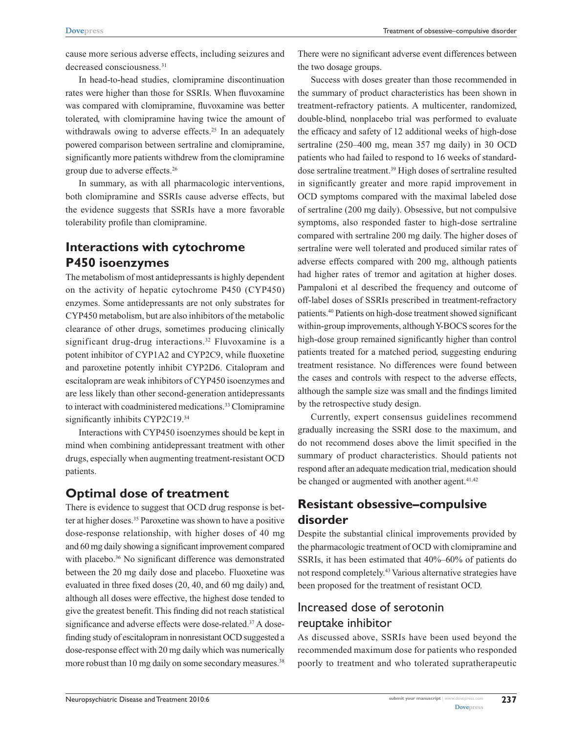cause more serious adverse effects, including seizures and decreased consciousness.[31]

In head-to-head studies, clomipramine discontinuation rates were higher than those for SSRIs. When fluvoxamine was compared with clomipramine, fluvoxamine was better tolerated, with clomipramine having twice the amount of withdrawals owing to adverse effects.[25] In an adequately powered comparison between sertraline and clomipramine, significantly more patients withdrew from the clomipramine group due to adverse effects.[26]

In summary, as with all pharmacologic interventions, both clomipramine and SSRIs cause adverse effects, but the evidence suggests that SSRIs have a more favorable tolerability profile than clomipramine.

## Interactions with cytochrome P450 isoenzymes

The metabolism of most antidepressants is highly dependent on the activity of hepatic cytochrome P450 (CYP450) enzymes. Some antidepressants are not only substrates for CYP450 metabolism, but are also inhibitors of the metabolic clearance of other drugs, sometimes producing clinically significant drug-drug interactions.[32] Fluvoxamine is a potent inhibitor of CYP1A2 and CYP2C9, while fluoxetine and paroxetine potently inhibit CYP2D6. Citalopram and escitalopram are weak inhibitors of CYP450 isoenzymes and are less likely than other second-generation antidepressants to interact with coadministered medications.[33] Clomipramine significantly inhibits CYP2C19.[34]

Interactions with CYP450 isoenzymes should be kept in mind when combining antidepressant treatment with other drugs, especially when augmenting treatment-resistant OCD patients.

## Optimal dose of treatment

There is evidence to suggest that OCD drug response is better at higher doses.[35] Paroxetine was shown to have a positive dose-response relationship, with higher doses of 40 mg and 60 mg daily showing a significant improvement compared with placebo.[36] No significant difference was demonstrated between the 20 mg daily dose and placebo. Fluoxetine was evaluated in three fixed doses (20, 40, and 60 mg daily) and, although all doses were effective, the highest dose tended to give the greatest benefit. This finding did not reach statistical significance and adverse effects were dose-related.[37] A dose-finding study of escitalopram in nonresistant OCD suggested a dose-response effect with 20 mg daily which was numerically more robust than 10 mg daily on some secondary measures.[38] There were no significant adverse event differences between the two dosage groups.

Success with doses greater than those recommended in the summary of product characteristics has been shown in treatment-refractory patients. A multicenter, randomized, double-blind, nonplacebo trial was performed to evaluate the efficacy and safety of 12 additional weeks of high-dose sertraline (250–400 mg, mean 357 mg daily) in 30 OCD patients who had failed to respond to 16 weeks of standard-dose sertraline treatment.[39] High doses of sertraline resulted in significantly greater and more rapid improvement in OCD symptoms compared with the maximal labeled dose of sertraline (200 mg daily). Obsessive, but not compulsive symptoms, also responded faster to high-dose sertraline compared with sertraline 200 mg daily. The higher doses of sertraline were well tolerated and produced similar rates of adverse effects compared with 200 mg, although patients had higher rates of tremor and agitation at higher doses. Pampaloni et al described the frequency and outcome of off-label doses of SSRIs prescribed in treatment-refractory patients.[40] Patients on high-dose treatment showed significant within-group improvements, although Y-BOCS scores for the high-dose group remained significantly higher than control patients treated for a matched period, suggesting enduring treatment resistance. No differences were found between the cases and controls with respect to the adverse effects, although the sample size was small and the findings limited by the retrospective study design.

Currently, expert consensus guidelines recommend gradually increasing the SSRI dose to the maximum, and do not recommend doses above the limit specified in the summary of product characteristics. Should patients not respond after an adequate medication trial, medication should be changed or augmented with another agent.[41,42]

## Resistant obsessive–compulsive disorder

Despite the substantial clinical improvements provided by the pharmacologic treatment of OCD with clomipramine and SSRIs, it has been estimated that 40%–60% of patients do not respond completely.[43] Various alternative strategies have been proposed for the treatment of resistant OCD.

### Increased dose of serotonin reuptake inhibitor

As discussed above, SSRIs have been used beyond the recommended maximum dose for patients who responded poorly to treatment and who tolerated supratherapeutic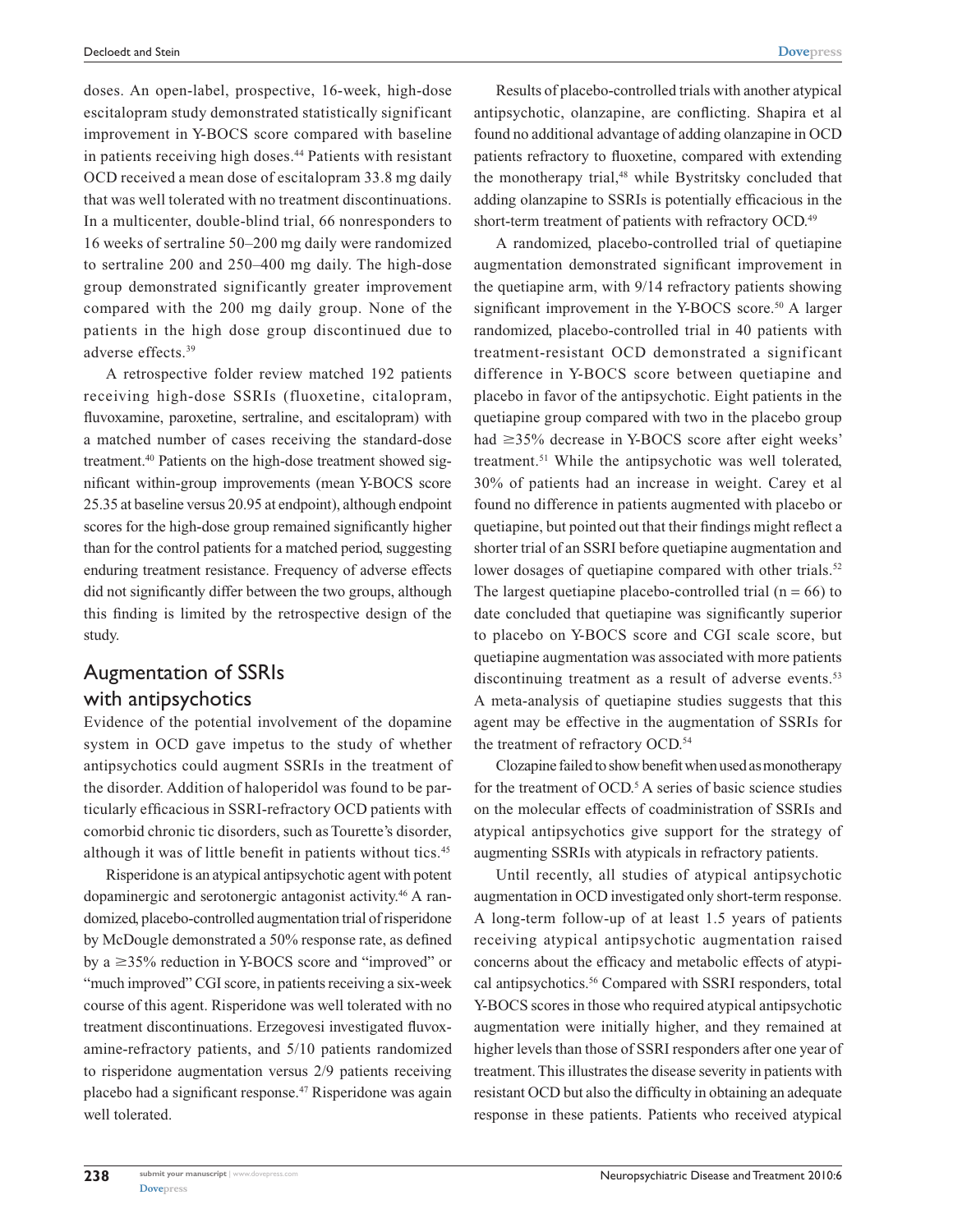doses. An open-label, prospective, 16-week, high-dose escitalopram study demonstrated statistically significant improvement in Y-BOCS score compared with baseline in patients receiving high doses.[44] Patients with resistant OCD received a mean dose of escitalopram 33.8 mg daily that was well tolerated with no treatment discontinuations. In a multicenter, double-blind trial, 66 nonresponders to 16 weeks of sertraline 50–200 mg daily were randomized to sertraline 200 and 250–400 mg daily. The high-dose group demonstrated significantly greater improvement compared with the 200 mg daily group. None of the patients in the high dose group discontinued due to adverse effects.[39]

A retrospective folder review matched 192 patients receiving high-dose SSRIs (fluoxetine, citalopram, fluvoxamine, paroxetine, sertraline, and escitalopram) with a matched number of cases receiving the standard-dose treatment.[40] Patients on the high-dose treatment showed significant within-group improvements (mean Y-BOCS score 25.35 at baseline versus 20.95 at endpoint), although endpoint scores for the high-dose group remained significantly higher than for the control patients for a matched period, suggesting enduring treatment resistance. Frequency of adverse effects did not significantly differ between the two groups, although this finding is limited by the retrospective design of the study.

## Augmentation of SSRIs with antipsychotics

Evidence of the potential involvement of the dopamine system in OCD gave impetus to the study of whether antipsychotics could augment SSRIs in the treatment of the disorder. Addition of haloperidol was found to be particularly efficacious in SSRI-refractory OCD patients with comorbid chronic tic disorders, such as Tourette's disorder, although it was of little benefit in patients without tics.[45]

Risperidone is an atypical antipsychotic agent with potent dopaminergic and serotonergic antagonist activity.[46] A randomized, placebo-controlled augmentation trial of risperidone by McDougle demonstrated a 50% response rate, as defined by a ≥35% reduction in Y-BOCS score and "improved" or "much improved" CGI score, in patients receiving a six-week course of this agent. Risperidone was well tolerated with no treatment discontinuations. Erzegovesi investigated fluvoxamine-refractory patients, and 5/10 patients randomized to risperidone augmentation versus 2/9 patients receiving placebo had a significant response.[47] Risperidone was again well tolerated.

Results of placebo-controlled trials with another atypical antipsychotic, olanzapine, are conflicting. Shapira et al found no additional advantage of adding olanzapine in OCD patients refractory to fluoxetine, compared with extending the monotherapy trial,[48] while Bystritsky concluded that adding olanzapine to SSRIs is potentially efficacious in the short-term treatment of patients with refractory OCD.[49]

A randomized, placebo-controlled trial of quetiapine augmentation demonstrated significant improvement in the quetiapine arm, with 9/14 refractory patients showing significant improvement in the Y-BOCS score.[50] A larger randomized, placebo-controlled trial in 40 patients with treatment-resistant OCD demonstrated a significant difference in Y-BOCS score between quetiapine and placebo in favor of the antipsychotic. Eight patients in the quetiapine group compared with two in the placebo group had ≥35% decrease in Y-BOCS score after eight weeks' treatment.[51] While the antipsychotic was well tolerated, 30% of patients had an increase in weight. Carey et al found no difference in patients augmented with placebo or quetiapine, but pointed out that their findings might reflect a shorter trial of an SSRI before quetiapine augmentation and lower dosages of quetiapine compared with other trials.[52] The largest quetiapine placebo-controlled trial ($n = 66$) to date concluded that quetiapine was significantly superior to placebo on Y-BOCS score and CGI scale score, but quetiapine augmentation was associated with more patients discontinuing treatment as a result of adverse events.[53] A meta-analysis of quetiapine studies suggests that this agent may be effective in the augmentation of SSRIs for the treatment of refractory OCD.[54]

Clozapine failed to show benefit when used as monotherapy for the treatment of OCD.[5] A series of basic science studies on the molecular effects of coadministration of SSRIs and atypical antipsychotics give support for the strategy of augmenting SSRIs with atypicals in refractory patients.

Until recently, all studies of atypical antipsychotic augmentation in OCD investigated only short-term response. A long-term follow-up of at least 1.5 years of patients receiving atypical antipsychotic augmentation raised concerns about the efficacy and metabolic effects of atypical antipsychotics.[56] Compared with SSRI responders, total Y-BOCS scores in those who required atypical antipsychotic augmentation were initially higher, and they remained at higher levels than those of SSRI responders after one year of treatment. This illustrates the disease severity in patients with resistant OCD but also the difficulty in obtaining an adequate response in these patients. Patients who received atypical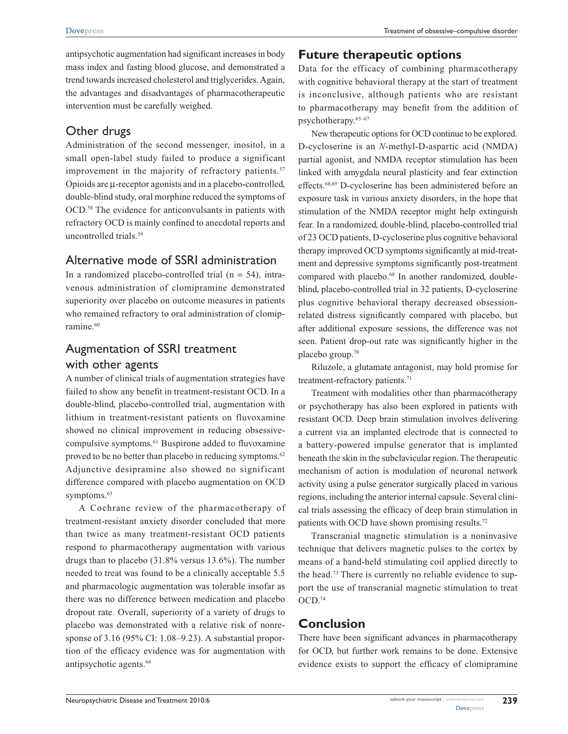antipsychotic augmentation had significant increases in body mass index and fasting blood glucose, and demonstrated a trend towards increased cholesterol and triglycerides. Again, the advantages and disadvantages of pharmacotherapeutic intervention must be carefully weighed.

## Other drugs

Administration of the second messenger, inositol, in a small open-label study failed to produce a significant improvement in the majority of refractory patients.[57] Opioids are μ-receptor agonists and in a placebo-controlled, double-blind study, oral morphine reduced the symptoms of OCD.[58] The evidence for anticonvulsants in patients with refractory OCD is mainly confined to anecdotal reports and uncontrolled trials.[59]

## Alternative mode of SSRI administration

In a randomized placebo-controlled trial (n = 54), intravenous administration of clomipramine demonstrated superiority over placebo on outcome measures in patients who remained refractory to oral administration of clomipramine.[60]

## Augmentation of SSRI treatment with other agents

A number of clinical trials of augmentation strategies have failed to show any benefit in treatment-resistant OCD. In a double-blind, placebo-controlled trial, augmentation with lithium in treatment-resistant patients on fluvoxamine showed no clinical improvement in reducing obsessive-compulsive symptoms.[61] Buspirone added to fluvoxamine proved to be no better than placebo in reducing symptoms.[62] Adjunctive desipramine also showed no significant difference compared with placebo augmentation on OCD symptoms.[63]

A Cochrane review of the pharmacotherapy of treatment-resistant anxiety disorder concluded that more than twice as many treatment-resistant OCD patients respond to pharmacotherapy augmentation with various drugs than to placebo (31.8% versus 13.6%). The number needed to treat was found to be a clinically acceptable 5.5 and pharmacologic augmentation was tolerable insofar as there was no difference between medication and placebo dropout rate. Overall, superiority of a variety of drugs to placebo was demonstrated with a relative risk of nonresponse of 3.16 (95% CI: 1.08–9.23). A substantial proportion of the efficacy evidence was for augmentation with antipsychotic agents.[64]

# Future therapeutic options

Data for the efficacy of combining pharmacotherapy with cognitive behavioral therapy at the start of treatment is inconclusive, although patients who are resistant to pharmacotherapy may benefit from the addition of psychotherapy.[65–67]

New therapeutic options for OCD continue to be explored. D-cycloserine is an *N*-methyl-D-aspartic acid (NMDA) partial agonist, and NMDA receptor stimulation has been linked with amygdala neural plasticity and fear extinction effects.[68,69] D-cycloserine has been administered before an exposure task in various anxiety disorders, in the hope that stimulation of the NMDA receptor might help extinguish fear. In a randomized, double-blind, placebo-controlled trial of 23 OCD patients, D-cycloserine plus cognitive behavioral therapy improved OCD symptoms significantly at mid-treatment and depressive symptoms significantly post-treatment compared with placebo.[68] In another randomized, double-blind, placebo-controlled trial in 32 patients, D-cycloserine plus cognitive behavioral therapy decreased obsession-related distress significantly compared with placebo, but after additional exposure sessions, the difference was not seen. Patient drop-out rate was significantly higher in the placebo group.[70]

Riluzole, a glutamate antagonist, may hold promise for treatment-refractory patients.[71]

Treatment with modalities other than pharmacotherapy or psychotherapy has also been explored in patients with resistant OCD. Deep brain stimulation involves delivering a current via an implanted electrode that is connected to a battery-powered impulse generator that is implanted beneath the skin in the subclavicular region. The therapeutic mechanism of action is modulation of neuronal network activity using a pulse generator surgically placed in various regions, including the anterior internal capsule. Several clinical trials assessing the efficacy of deep brain stimulation in patients with OCD have shown promising results.[72]

Transcranial magnetic stimulation is a noninvasive technique that delivers magnetic pulses to the cortex by means of a hand-held stimulating coil applied directly to the head.[73] There is currently no reliable evidence to support the use of transcranial magnetic stimulation to treat OCD.[74]

# Conclusion

There have been significant advances in pharmacotherapy for OCD, but further work remains to be done. Extensive evidence exists to support the efficacy of clomipramine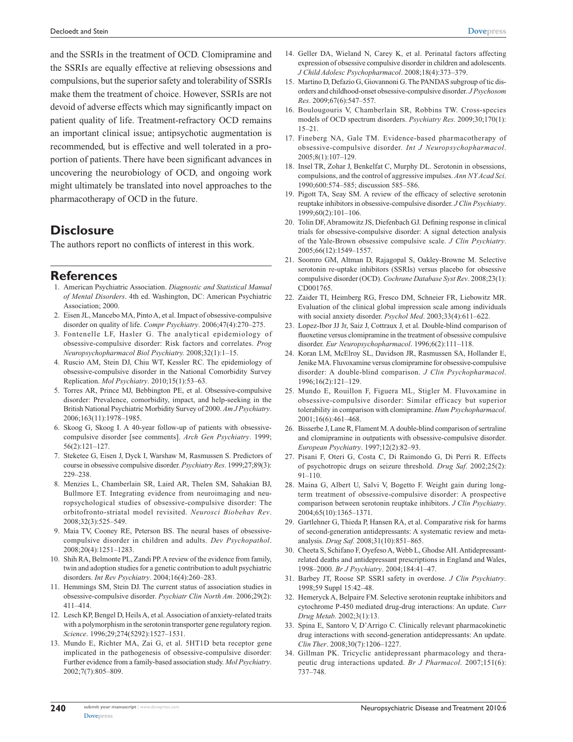and the SSRIs in the treatment of OCD. Clomipramine and the SSRIs are equally effective at relieving obsessions and compulsions, but the superior safety and tolerability of SSRIs make them the treatment of choice. However, SSRIs are not devoid of adverse effects which may significantly impact on patient quality of life. Treatment-refractory OCD remains an important clinical issue; antipsychotic augmentation is recommended, but is effective and well tolerated in a proportion of patients. There have been significant advances in uncovering the neurobiology of OCD, and ongoing work might ultimately be translated into novel approaches to the pharmacotherapy of OCD in the future.

## Disclosure

The authors report no conflicts of interest in this work.

## References

1. American Psychiatric Association. *Diagnostic and Statistical Manual of Mental Disorders*. 4th ed. Washington, DC: American Psychiatric Association; 2000.
2. Eisen JL, Mancebo MA, Pinto A, et al. Impact of obsessive-compulsive disorder on quality of life. *Compr Psychiatry*. 2006;47(4):270–275.
3. Fontenelle LF, Hasler G. The analytical epidemiology of obsessive-compulsive disorder: Risk factors and correlates. *Prog Neuropsychopharmacol Biol Psychiatry.* 2008;32(1):1–15.
4. Ruscio AM, Stein DJ, Chiu WT, Kessler RC. The epidemiology of obsessive-compulsive disorder in the National Comorbidity Survey Replication. *Mol Psychiatry*. 2010;15(1):53–63.
5. Torres AR, Prince MJ, Bebbington PE, et al. Obsessive-compulsive disorder: Prevalence, comorbidity, impact, and help-seeking in the British National Psychiatric Morbidity Survey of 2000. *Am J Psychiatry*. 2006;163(11):1978–1985.
6. Skoog G, Skoog I. A 40-year follow-up of patients with obsessive-compulsive disorder [see comments]. *Arch Gen Psychiatry*. 1999; 56(2):121–127.
7. Steketee G, Eisen J, Dyck I, Warshaw M, Rasmussen S. Predictors of course in obsessive compulsive disorder. *Psychiatry Res*. 1999;27;89(3): 229–238.
8. Menzies L, Chamberlain SR, Laird AR, Thelen SM, Sahakian BJ, Bullmore ET. Integrating evidence from neuroimaging and neuropsychological studies of obsessive-compulsive disorder: The orbitofronto-striatal model revisited. *Neurosci Biobehav Rev*. 2008;32(3):525–549.
9. Maia TV, Cooney RE, Peterson BS. The neural bases of obsessive-compulsive disorder in children and adults. *Dev Psychopathol*. 2008;20(4):1251–1283.
10. Shih RA, Belmonte PL, Zandi PP. A review of the evidence from family, twin and adoption studies for a genetic contribution to adult psychiatric disorders. *Int Rev Psychiatry*. 2004;16(4):260–283.
11. Hemmings SM, Stein DJ. The current status of association studies in obsessive-compulsive disorder. *Psychiatr Clin North Am*. 2006;29(2): 411–414.
12. Lesch KP, Bengel D, Heils A, et al. Association of anxiety-related traits with a polymorphism in the serotonin transporter gene regulatory region. *Science*. 1996;29;274(5292):1527–1531.
13. Mundo E, Richter MA, Zai G, et al. 5HT1D beta receptor gene implicated in the pathogenesis of obsessive-compulsive disorder: Further evidence from a family-based association study. *Mol Psychiatry*. 2002;7(7):805–809.
14. Geller DA, Wieland N, Carey K, et al. Perinatal factors affecting expression of obsessive compulsive disorder in children and adolescents. *J Child Adolesc Psychopharmacol*. 2008;18(4):373–379.
15. Martino D, Defazio G, Giovannoni G. The PANDAS subgroup of tic disorders and childhood-onset obsessive-compulsive disorder. *J Psychosom Res*. 2009;67(6):547–557.
16. Boulougouris V, Chamberlain SR, Robbins TW. Cross-species models of OCD spectrum disorders. *Psychiatry Res*. 2009;30;170(1): 15–21.
17. Fineberg NA, Gale TM. Evidence-based pharmacotherapy of obsessive-compulsive disorder. *Int J Neuropsychopharmacol*. 2005;8(1):107–129.
18. Insel TR, Zohar J, Benkelfat C, Murphy DL. Serotonin in obsessions, compulsions, and the control of aggressive impulses. *Ann NY Acad Sci*. 1990;600:574–585; discussion 585–586.
19. Pigott TA, Seay SM. A review of the efficacy of selective serotonin reuptake inhibitors in obsessive-compulsive disorder. *J Clin Psychiatry*. 1999;60(2):101–106.
20. Tolin DF, Abramowitz JS, Diefenbach GJ. Defining response in clinical trials for obsessive-compulsive disorder: A signal detection analysis of the Yale-Brown obsessive compulsive scale. *J Clin Psychiatry*. 2005;66(12):1549–1557.
21. Soomro GM, Altman D, Rajagopal S, Oakley-Browne M. Selective serotonin re-uptake inhibitors (SSRIs) versus placebo for obsessive compulsive disorder (OCD). *Cochrane Database Syst Rev*. 2008;23(1): CD001765.
22. Zaider TI, Heimberg RG, Fresco DM, Schneier FR, Liebowitz MR. Evaluation of the clinical global impression scale among individuals with social anxiety disorder. *Psychol Med*. 2003;33(4):611–622.
23. Lopez-Ibor JJ Jr, Saiz J, Cottraux J, et al. Double-blind comparison of fluoxetine versus clomipramine in the treatment of obsessive compulsive disorder. *Eur Neuropsychopharmacol*. 1996;6(2):111–118.
24. Koran LM, McElroy SL, Davidson JR, Rasmussen SA, Hollander E, Jenike MA. Fluvoxamine versus clomipramine for obsessive-compulsive disorder: A double-blind comparison. *J Clin Psychopharmacol*. 1996;16(2):121–129.
25. Mundo E, Rouillon F, Figuera ML, Stigler M. Fluvoxamine in obsessive-compulsive disorder: Similar efficacy but superior tolerability in comparison with clomipramine. *Hum Psychopharmacol*. 2001;16(6):461–468.
26. Bisserbe J, Lane R, Flament M. A double-blind comparison of sertraline and clomipramine in outpatients with obsessive-compulsive disorder. *European Psychiatry*. 1997;12(2):82–93.
27. Pisani F, Oteri G, Costa C, Di Raimondo G, Di Perri R. Effects of psychotropic drugs on seizure threshold. *Drug Saf*. 2002;25(2): 91–110.
28. Maina G, Albert U, Salvi V, Bogetto F. Weight gain during long-term treatment of obsessive-compulsive disorder: A prospective comparison between serotonin reuptake inhibitors. *J Clin Psychiatry*. 2004;65(10):1365–1371.
29. Gartlehner G, Thieda P, Hansen RA, et al. Comparative risk for harms of second-generation antidepressants: A systematic review and meta-analysis. *Drug Saf.* 2008;31(10):851–865.
30. Cheeta S, Schifano F, Oyefeso A, Webb L, Ghodse AH. Antidepressant-related deaths and antidepressant prescriptions in England and Wales, 1998–2000. *Br J Psychiatry*. 2004;184:41–47.
31. Barbey JT, Roose SP. SSRI safety in overdose. *J Clin Psychiatry*. 1998;59 Suppl 15:42–48.
32. Hemeryck A, Belpaire FM. Selective serotonin reuptake inhibitors and cytochrome P-450 mediated drug-drug interactions: An update. *Curr Drug Metab*. 2002;3(1):13.
33. Spina E, Santoro V, D'Arrigo C. Clinically relevant pharmacokinetic drug interactions with second-generation antidepressants: An update. *Clin Ther*. 2008;30(7):1206–1227.
34. Gillman PK. Tricyclic antidepressant pharmacology and therapeutic drug interactions updated. *Br J Pharmacol*. 2007;151(6): 737–748.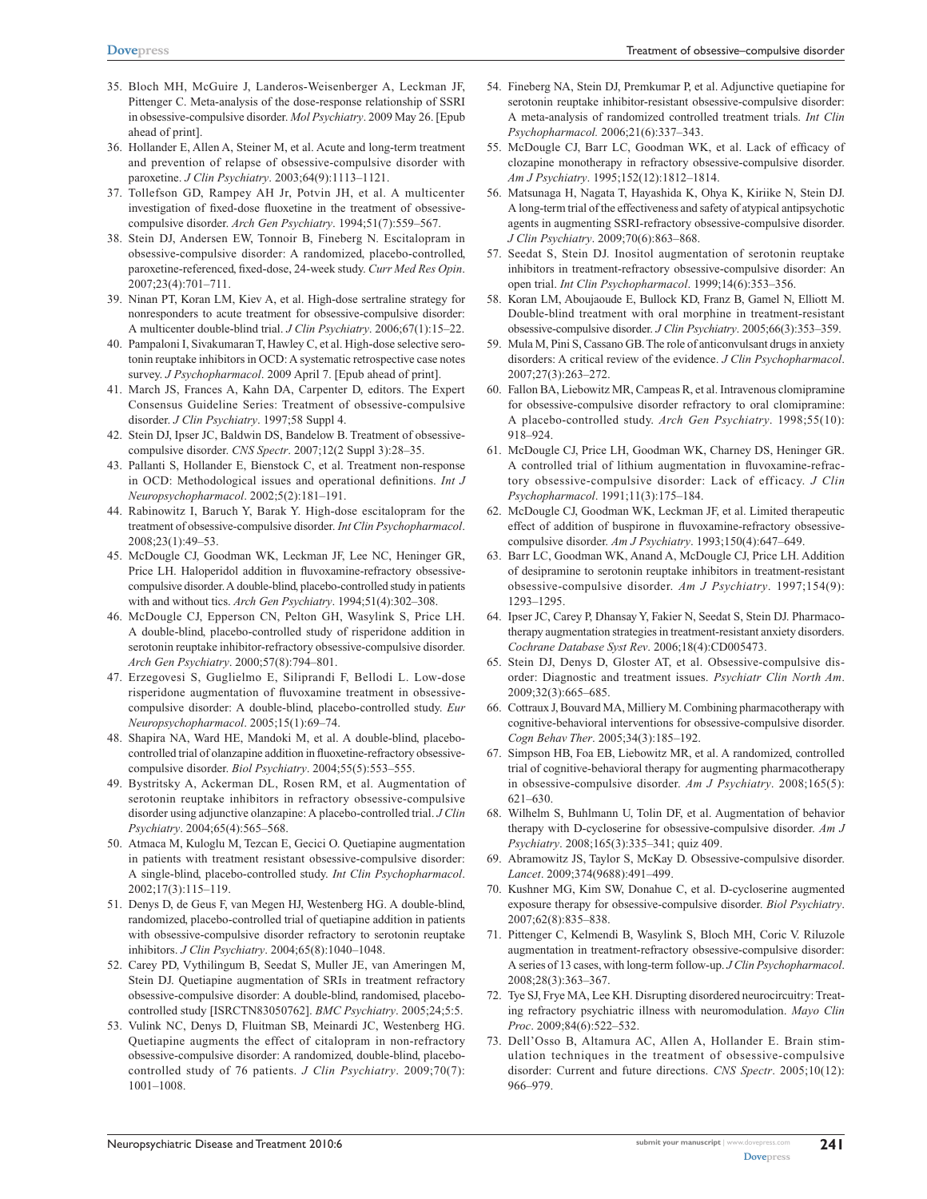35. Bloch MH, McGuire J, Landeros-Weisenberger A, Leckman JF, Pittenger C. Meta-analysis of the dose-response relationship of SSRI in obsessive-compulsive disorder. *Mol Psychiatry*. 2009 May 26. [Epub ahead of print].
36. Hollander E, Allen A, Steiner M, et al. Acute and long-term treatment and prevention of relapse of obsessive-compulsive disorder with paroxetine. *J Clin Psychiatry*. 2003;64(9):1113–1121.
37. Tollefson GD, Rampey AH Jr, Potvin JH, et al. A multicenter investigation of fixed-dose fluoxetine in the treatment of obsessive-compulsive disorder. *Arch Gen Psychiatry*. 1994;51(7):559–567.
38. Stein DJ, Andersen EW, Tonnoir B, Fineberg N. Escitalopram in obsessive-compulsive disorder: A randomized, placebo-controlled, paroxetine-referenced, fixed-dose, 24-week study. *Curr Med Res Opin*. 2007;23(4):701–711.
39. Ninan PT, Koran LM, Kiev A, et al. High-dose sertraline strategy for nonresponders to acute treatment for obsessive-compulsive disorder: A multicenter double-blind trial. *J Clin Psychiatry*. 2006;67(1):15–22.
40. Pampaloni I, Sivakumaran T, Hawley C, et al. High-dose selective serotonin reuptake inhibitors in OCD: A systematic retrospective case notes survey. *J Psychopharmacol*. 2009 April 7. [Epub ahead of print].
41. March JS, Frances A, Kahn DA, Carpenter D, editors. The Expert Consensus Guideline Series: Treatment of obsessive-compulsive disorder. *J Clin Psychiatry*. 1997;58 Suppl 4.
42. Stein DJ, Ipser JC, Baldwin DS, Bandelow B. Treatment of obsessive-compulsive disorder. *CNS Spectr*. 2007;12(2 Suppl 3):28–35.
43. Pallanti S, Hollander E, Bienstock C, et al. Treatment non-response in OCD: Methodological issues and operational definitions. *Int J Neuropsychopharmacol*. 2002;5(2):181–191.
44. Rabinowitz I, Baruch Y, Barak Y. High-dose escitalopram for the treatment of obsessive-compulsive disorder. *Int Clin Psychopharmacol*. 2008;23(1):49–53.
45. McDougle CJ, Goodman WK, Leckman JF, Lee NC, Heninger GR, Price LH. Haloperidol addition in fluvoxamine-refractory obsessive-compulsive disorder. A double-blind, placebo-controlled study in patients with and without tics. *Arch Gen Psychiatry*. 1994;51(4):302–308.
46. McDougle CJ, Epperson CN, Pelton GH, Wasylink S, Price LH. A double-blind, placebo-controlled study of risperidone addition in serotonin reuptake inhibitor-refractory obsessive-compulsive disorder. *Arch Gen Psychiatry*. 2000;57(8):794–801.
47. Erzegovesi S, Guglielmo E, Siliprandi F, Bellodi L. Low-dose risperidone augmentation of fluvoxamine treatment in obsessive-compulsive disorder: A double-blind, placebo-controlled study. *Eur Neuropsychopharmacol*. 2005;15(1):69–74.
48. Shapira NA, Ward HE, Mandoki M, et al. A double-blind, placebo-controlled trial of olanzapine addition in fluoxetine-refractory obsessive-compulsive disorder. *Biol Psychiatry*. 2004;55(5):553–555.
49. Bystritsky A, Ackerman DL, Rosen RM, et al. Augmentation of serotonin reuptake inhibitors in refractory obsessive-compulsive disorder using adjunctive olanzapine: A placebo-controlled trial. *J Clin Psychiatry*. 2004;65(4):565–568.
50. Atmaca M, Kuloglu M, Tezcan E, Gecici O. Quetiapine augmentation in patients with treatment resistant obsessive-compulsive disorder: A single-blind, placebo-controlled study. *Int Clin Psychopharmacol*. 2002;17(3):115–119.
51. Denys D, de Geus F, van Megen HJ, Westenberg HG. A double-blind, randomized, placebo-controlled trial of quetiapine addition in patients with obsessive-compulsive disorder refractory to serotonin reuptake inhibitors. *J Clin Psychiatry*. 2004;65(8):1040–1048.
52. Carey PD, Vythilingum B, Seedat S, Muller JE, van Ameringen M, Stein DJ. Quetiapine augmentation of SRIs in treatment refractory obsessive-compulsive disorder: A double-blind, randomised, placebo-controlled study [ISRCTN83050762]. *BMC Psychiatry*. 2005;24;5:5.
53. Vulink NC, Denys D, Fluitman SB, Meinardi JC, Westenberg HG. Quetiapine augments the effect of citalopram in non-refractory obsessive-compulsive disorder: A randomized, double-blind, placebo-controlled study of 76 patients. *J Clin Psychiatry*. 2009;70(7):1001–1008.
54. Fineberg NA, Stein DJ, Premkumar P, et al. Adjunctive quetiapine for serotonin reuptake inhibitor-resistant obsessive-compulsive disorder: A meta-analysis of randomized controlled treatment trials. *Int Clin Psychopharmacol.* 2006;21(6):337–343.
55. McDougle CJ, Barr LC, Goodman WK, et al. Lack of efficacy of clozapine monotherapy in refractory obsessive-compulsive disorder. *Am J Psychiatry*. 1995;152(12):1812–1814.
56. Matsunaga H, Nagata T, Hayashida K, Ohya K, Kiriike N, Stein DJ. A long-term trial of the effectiveness and safety of atypical antipsychotic agents in augmenting SSRI-refractory obsessive-compulsive disorder. *J Clin Psychiatry*. 2009;70(6):863–868.
57. Seedat S, Stein DJ. Inositol augmentation of serotonin reuptake inhibitors in treatment-refractory obsessive-compulsive disorder: An open trial. *Int Clin Psychopharmacol*. 1999;14(6):353–356.
58. Koran LM, Aboujaoude E, Bullock KD, Franz B, Gamel N, Elliott M. Double-blind treatment with oral morphine in treatment-resistant obsessive-compulsive disorder. *J Clin Psychiatry*. 2005;66(3):353–359.
59. Mula M, Pini S, Cassano GB. The role of anticonvulsant drugs in anxiety disorders: A critical review of the evidence. *J Clin Psychopharmacol*. 2007;27(3):263–272.
60. Fallon BA, Liebowitz MR, Campeas R, et al. Intravenous clomipramine for obsessive-compulsive disorder refractory to oral clomipramine: A placebo-controlled study. *Arch Gen Psychiatry*. 1998;55(10):918–924.
61. McDougle CJ, Price LH, Goodman WK, Charney DS, Heninger GR. A controlled trial of lithium augmentation in fluvoxamine-refractory obsessive-compulsive disorder: Lack of efficacy. *J Clin Psychopharmacol*. 1991;11(3):175–184.
62. McDougle CJ, Goodman WK, Leckman JF, et al. Limited therapeutic effect of addition of buspirone in fluvoxamine-refractory obsessive-compulsive disorder. *Am J Psychiatry*. 1993;150(4):647–649.
63. Barr LC, Goodman WK, Anand A, McDougle CJ, Price LH. Addition of desipramine to serotonin reuptake inhibitors in treatment-resistant obsessive-compulsive disorder. *Am J Psychiatry*. 1997;154(9):1293–1295.
64. Ipser JC, Carey P, Dhansay Y, Fakier N, Seedat S, Stein DJ. Pharmacotherapy augmentation strategies in treatment-resistant anxiety disorders. *Cochrane Database Syst Rev*. 2006;18(4):CD005473.
65. Stein DJ, Denys D, Gloster AT, et al. Obsessive-compulsive disorder: Diagnostic and treatment issues. *Psychiatr Clin North Am*. 2009;32(3):665–685.
66. Cottraux J, Bouvard MA, Milliery M. Combining pharmacotherapy with cognitive-behavioral interventions for obsessive-compulsive disorder. *Cogn Behav Ther*. 2005;34(3):185–192.
67. Simpson HB, Foa EB, Liebowitz MR, et al. A randomized, controlled trial of cognitive-behavioral therapy for augmenting pharmacotherapy in obsessive-compulsive disorder. *Am J Psychiatry*. 2008;165(5):621–630.
68. Wilhelm S, Buhlmann U, Tolin DF, et al. Augmentation of behavior therapy with D-cycloserine for obsessive-compulsive disorder. *Am J Psychiatry*. 2008;165(3):335–341; quiz 409.
69. Abramowitz JS, Taylor S, McKay D. Obsessive-compulsive disorder. *Lancet*. 2009;374(9688):491–499.
70. Kushner MG, Kim SW, Donahue C, et al. D-cycloserine augmented exposure therapy for obsessive-compulsive disorder. *Biol Psychiatry*. 2007;62(8):835–838.
71. Pittenger C, Kelmendi B, Wasylink S, Bloch MH, Coric V. Riluzole augmentation in treatment-refractory obsessive-compulsive disorder: A series of 13 cases, with long-term follow-up. *J Clin Psychopharmacol*. 2008;28(3):363–367.
72. Tye SJ, Frye MA, Lee KH. Disrupting disordered neurocircuitry: Treating refractory psychiatric illness with neuromodulation. *Mayo Clin Proc*. 2009;84(6):522–532.
73. Dell'Osso B, Altamura AC, Allen A, Hollander E. Brain stimulation techniques in the treatment of obsessive-compulsive disorder: Current and future directions. *CNS Spectr*. 2005;10(12):966–979.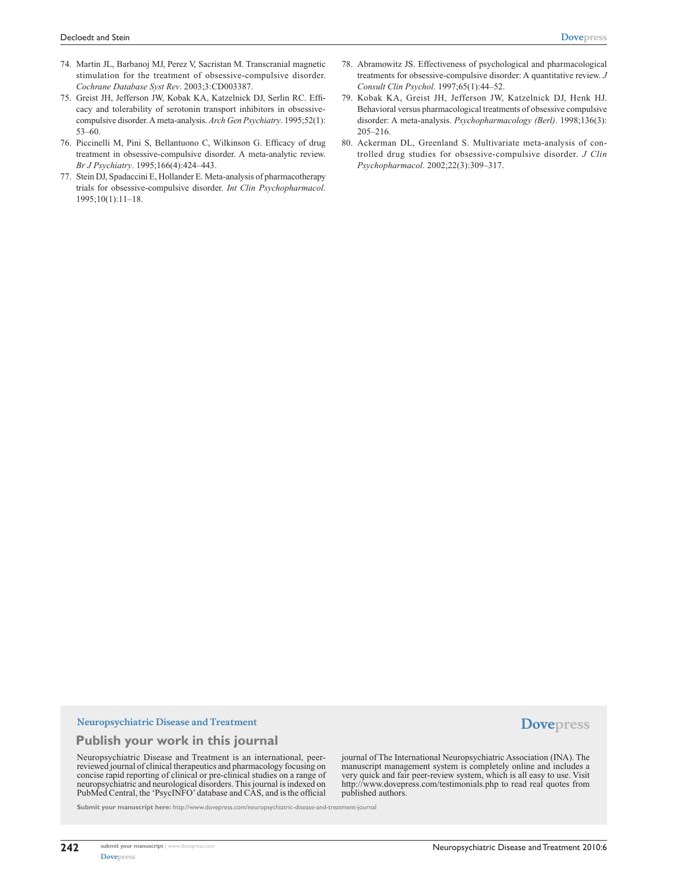74. Martin JL, Barbanoj MJ, Perez V, Sacristan M. Transcranial magnetic stimulation for the treatment of obsessive-compulsive disorder. *Cochrane Database Syst Rev*. 2003;3:CD003387.
75. Greist JH, Jefferson JW, Kobak KA, Katzelnick DJ, Serlin RC. Efficacy and tolerability of serotonin transport inhibitors in obsessive-compulsive disorder. A meta-analysis. *Arch Gen Psychiatry*. 1995;52(1):53–60.
76. Piccinelli M, Pini S, Bellantuono C, Wilkinson G. Efficacy of drug treatment in obsessive-compulsive disorder. A meta-analytic review. *Br J Psychiatry*. 1995;166(4):424–443.
77. Stein DJ, Spadaccini E, Hollander E. Meta-analysis of pharmacotherapy trials for obsessive-compulsive disorder. *Int Clin Psychopharmacol*. 1995;10(1):11–18.
78. Abramowitz JS. Effectiveness of psychological and pharmacological treatments for obsessive-compulsive disorder: A quantitative review. *J Consult Clin Psychol*. 1997;65(1):44–52.
79. Kobak KA, Greist JH, Jefferson JW, Katzelnick DJ, Henk HJ. Behavioral versus pharmacological treatments of obsessive compulsive disorder: A meta-analysis. *Psychopharmacology (Berl)*. 1998;136(3):205–216.
80. Ackerman DL, Greenland S. Multivariate meta-analysis of controlled drug studies for obsessive-compulsive disorder. *J Clin Psychopharmacol*. 2002;22(3):309–317.

**Neuropsychiatric Disease and Treatment**

**Dovepress**

## Publish your work in this journal

Neuropsychiatric Disease and Treatment is an international, peer-reviewed journal of clinical therapeutics and pharmacology focusing on concise rapid reporting of clinical or pre-clinical studies on a range of neuropsychiatric and neurological disorders. This journal is indexed on PubMed Central, the 'PsycINFO' database and CAS, and is the official journal of The International Neuropsychiatric Association (INA). The manuscript management system is completely online and includes a very quick and fair peer-review system, which is all easy to use. Visit http://www.dovepress.com/testimonials.php to read real quotes from published authors.

**Submit your manuscript here:** http://www.dovepress.com/neuropsychiatric-disease-and-treatment-journal